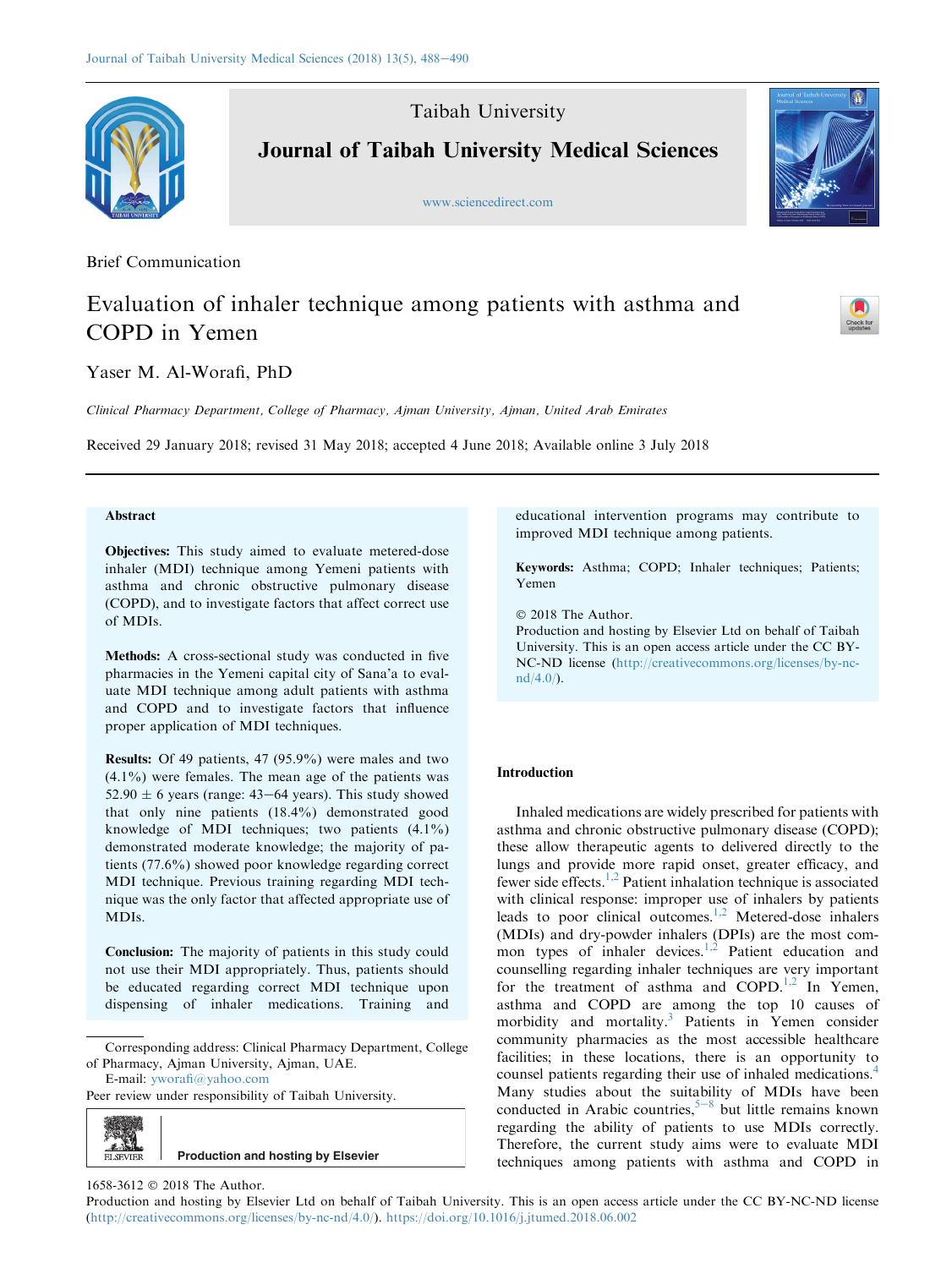Brief Communication

# Evaluation of inhaler technique among patients with asthma and COPD in Yemen

Yaser M. Al-Worafi, PhD

*Clinical Pharmacy Department, College of Pharmacy, Ajman University, Ajman, United Arab Emirates*

Received 29 January 2018; revised 31 May 2018; accepted 4 June 2018; Available online 3 July 2018

## Abstract

**Objectives:** This study aimed to evaluate metered-dose inhaler (MDI) technique among Yemeni patients with asthma and chronic obstructive pulmonary disease (COPD), and to investigate factors that affect correct use of MDIs.

**Methods:** A cross-sectional study was conducted in five pharmacies in the Yemeni capital city of Sana'a to evaluate MDI technique among adult patients with asthma and COPD and to investigate factors that influence proper application of MDI techniques.

**Results:** Of 49 patients, 47 (95.9%) were males and two (4.1%) were females. The mean age of the patients was 52.90 ± 6 years (range: 43–64 years). This study showed that only nine patients (18.4%) demonstrated good knowledge of MDI techniques; two patients (4.1%) demonstrated moderate knowledge; the majority of patients (77.6%) showed poor knowledge regarding correct MDI technique. Previous training regarding MDI technique was the only factor that affected appropriate use of MDIs.

**Conclusion:** The majority of patients in this study could not use their MDI appropriately. Thus, patients should be educated regarding correct MDI technique upon dispensing of inhaler medications. Training and educational intervention programs may contribute to improved MDI technique among patients.

**Keywords:** Asthma; COPD; Inhaler techniques; Patients; Yemen

© 2018 The Author.
Production and hosting by Elsevier Ltd on behalf of Taibah University. This is an open access article under the CC BY-NC-ND license (http://creativecommons.org/licenses/by-nc-nd/4.0/).

Corresponding address: Clinical Pharmacy Department, College of Pharmacy, Ajman University, Ajman, UAE.
E-mail: yworafi@yahoo.com
Peer review under responsibility of Taibah University.

## Introduction

Inhaled medications are widely prescribed for patients with asthma and chronic obstructive pulmonary disease (COPD); these allow therapeutic agents to delivered directly to the lungs and provide more rapid onset, greater efficacy, and fewer side effects.[1,2] Patient inhalation technique is associated with clinical response: improper use of inhalers by patients leads to poor clinical outcomes.[1,2] Metered-dose inhalers (MDIs) and dry-powder inhalers (DPIs) are the most common types of inhaler devices.[1,2] Patient education and counselling regarding inhaler techniques are very important for the treatment of asthma and COPD.[1,2] In Yemen, asthma and COPD are among the top 10 causes of morbidity and mortality.[3] Patients in Yemen consider community pharmacies as the most accessible healthcare facilities; in these locations, there is an opportunity to counsel patients regarding their use of inhaled medications.[4] Many studies about the suitability of MDIs have been conducted in Arabic countries,[5–8] but little remains known regarding the ability of patients to use MDIs correctly. Therefore, the current study aims were to evaluate MDI techniques among patients with asthma and COPD in

1658-3612 © 2018 The Author.
Production and hosting by Elsevier Ltd on behalf of Taibah University. This is an open access article under the CC BY-NC-ND license (http://creativecommons.org/licenses/by-nc-nd/4.0/). https://doi.org/10.1016/j.jtumed.2018.06.002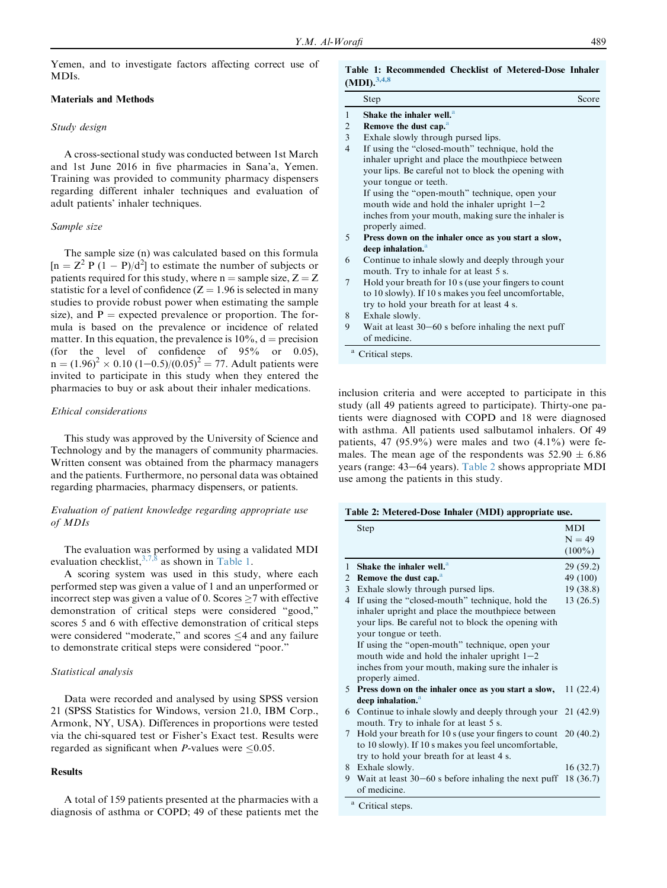Yemen, and to investigate factors affecting correct use of MDIs.

## Materials and Methods

### *Study design*

A cross-sectional study was conducted between 1st March and 1st June 2016 in five pharmacies in Sana'a, Yemen. Training was provided to community pharmacy dispensers regarding different inhaler techniques and evaluation of adult patients' inhaler techniques.

### *Sample size*

The sample size (n) was calculated based on this formula [$n = Z^2 P (1 - P)/d^2$] to estimate the number of subjects or patients required for this study, where n = sample size, Z = Z statistic for a level of confidence (Z = 1.96 is selected in many studies to provide robust power when estimating the sample size), and P = expected prevalence or proportion. The formula is based on the prevalence or incidence of related matter. In this equation, the prevalence is 10%, d = precision (for the level of confidence of 95% or 0.05), $n = (1.96)^2 \times 0.10\ (1-0.5)/(0.05)^2 = 77$. Adult patients were invited to participate in this study when they entered the pharmacies to buy or ask about their inhaler medications.

### *Ethical considerations*

This study was approved by the University of Science and Technology and by the managers of community pharmacies. Written consent was obtained from the pharmacy managers and the patients. Furthermore, no personal data was obtained regarding pharmacies, pharmacy dispensers, or patients.

### *Evaluation of patient knowledge regarding appropriate use of MDIs*

The evaluation was performed by using a validated MDI evaluation checklist,[3,7,8] as shown in Table 1.

A scoring system was used in this study, where each performed step was given a value of 1 and an unperformed or incorrect step was given a value of 0. Scores ≥7 with effective demonstration of critical steps were considered "good," scores 5 and 6 with effective demonstration of critical steps were considered "moderate," and scores ≤4 and any failure to demonstrate critical steps were considered "poor."

### *Statistical analysis*

Data were recorded and analysed by using SPSS version 21 (SPSS Statistics for Windows, version 21.0, IBM Corp., Armonk, NY, USA). Differences in proportions were tested via the chi-squared test or Fisher's Exact test. Results were regarded as significant when *P*-values were ≤0.05.

## Results

A total of 159 patients presented at the pharmacies with a diagnosis of asthma or COPD; 49 of these patients met the inclusion criteria and were accepted to participate in this study (all 49 patients agreed to participate). Thirty-one patients were diagnosed with COPD and 18 were diagnosed with asthma. All patients used salbutamol inhalers. Of 49 patients, 47 (95.9%) were males and two (4.1%) were females. The mean age of the respondents was 52.90 ± 6.86 years (range: 43–64 years). Table 2 shows appropriate MDI use among the patients in this study.

**Table 1: Recommended Checklist of Metered-Dose Inhaler (MDI).[3,4,8]**

| | Step | Score |
|---|---|---|
| 1 | **Shake the inhaler well.**[a] | |
| 2 | **Remove the dust cap.**[a] | |
| 3 | Exhale slowly through pursed lips. | |
| 4 | If using the "closed-mouth" technique, hold the inhaler upright and place the mouthpiece between your lips. Be careful not to block the opening with your tongue or teeth. If using the "open-mouth" technique, open your mouth wide and hold the inhaler upright 1–2 inches from your mouth, making sure the inhaler is properly aimed. | |
| 5 | **Press down on the inhaler once as you start a slow, deep inhalation.**[a] | |
| 6 | Continue to inhale slowly and deeply through your mouth. Try to inhale for at least 5 s. | |
| 7 | Hold your breath for 10 s (use your fingers to count to 10 slowly). If 10 s makes you feel uncomfortable, try to hold your breath for at least 4 s. | |
| 8 | Exhale slowly. | |
| 9 | Wait at least 30–60 s before inhaling the next puff of medicine. | |

[a] Critical steps.

**Table 2: Metered-Dose Inhaler (MDI) appropriate use.**

| | Step | MDI N = 49 (100%) |
|---|---|---|
| 1 | **Shake the inhaler well.**[a] | 29 (59.2) |
| 2 | **Remove the dust cap.**[a] | 49 (100) |
| 3 | Exhale slowly through pursed lips. | 19 (38.8) |
| 4 | If using the "closed-mouth" technique, hold the inhaler upright and place the mouthpiece between your lips. Be careful not to block the opening with your tongue or teeth. If using the "open-mouth" technique, open your mouth wide and hold the inhaler upright 1–2 inches from your mouth, making sure the inhaler is properly aimed. | 13 (26.5) |
| 5 | **Press down on the inhaler once as you start a slow, deep inhalation.**[a] | 11 (22.4) |
| 6 | Continue to inhale slowly and deeply through your mouth. Try to inhale for at least 5 s. | 21 (42.9) |
| 7 | Hold your breath for 10 s (use your fingers to count to 10 slowly). If 10 s makes you feel uncomfortable, try to hold your breath for at least 4 s. | 20 (40.2) |
| 8 | Exhale slowly. | 16 (32.7) |
| 9 | Wait at least 30–60 s before inhaling the next puff of medicine. | 18 (36.7) |

[a] Critical steps.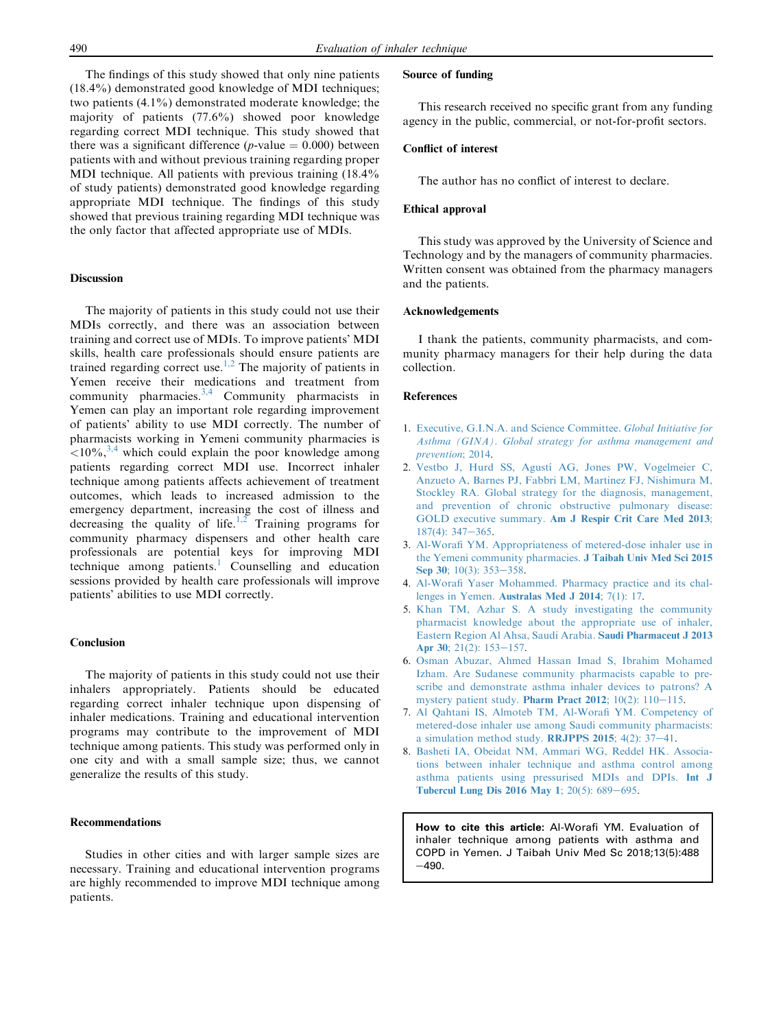The findings of this study showed that only nine patients (18.4%) demonstrated good knowledge of MDI techniques; two patients (4.1%) demonstrated moderate knowledge; the majority of patients (77.6%) showed poor knowledge regarding correct MDI technique. This study showed that there was a significant difference ($p$-value = 0.000) between patients with and without previous training regarding proper MDI technique. All patients with previous training (18.4% of study patients) demonstrated good knowledge regarding appropriate MDI technique. The findings of this study showed that previous training regarding MDI technique was the only factor that affected appropriate use of MDIs.

## Discussion

The majority of patients in this study could not use their MDIs correctly, and there was an association between training and correct use of MDIs. To improve patients' MDI skills, health care professionals should ensure patients are trained regarding correct use.[1,2] The majority of patients in Yemen receive their medications and treatment from community pharmacies.[3,4] Community pharmacists in Yemen can play an important role regarding improvement of patients' ability to use MDI correctly. The number of pharmacists working in Yemeni community pharmacies is <10%,[3,4] which could explain the poor knowledge among patients regarding correct MDI use. Incorrect inhaler technique among patients affects achievement of treatment outcomes, which leads to increased admission to the emergency department, increasing the cost of illness and decreasing the quality of life.[1,2] Training programs for community pharmacy dispensers and other health care professionals are potential keys for improving MDI technique among patients.[1] Counselling and education sessions provided by health care professionals will improve patients' abilities to use MDI correctly.

## Conclusion

The majority of patients in this study could not use their inhalers appropriately. Patients should be educated regarding correct inhaler technique upon dispensing of inhaler medications. Training and educational intervention programs may contribute to the improvement of MDI technique among patients. This study was performed only in one city and with a small sample size; thus, we cannot generalize the results of this study.

## Recommendations

Studies in other cities and with larger sample sizes are necessary. Training and educational intervention programs are highly recommended to improve MDI technique among patients.

## Source of funding

This research received no specific grant from any funding agency in the public, commercial, or not-for-profit sectors.

## Conflict of interest

The author has no conflict of interest to declare.

## Ethical approval

This study was approved by the University of Science and Technology and by the managers of community pharmacies. Written consent was obtained from the pharmacy managers and the patients.

## Acknowledgements

I thank the patients, community pharmacists, and community pharmacy managers for their help during the data collection.

## References

1. Executive, G.I.N.A. and Science Committee. *Global Initiative for Asthma (GINA). Global strategy for asthma management and prevention*; 2014.
2. Vestbo J, Hurd SS, Agustí AG, Jones PW, Vogelmeier C, Anzueto A, Barnes PJ, Fabbri LM, Martinez FJ, Nishimura M, Stockley RA. Global strategy for the diagnosis, management, and prevention of chronic obstructive pulmonary disease: GOLD executive summary. **Am J Respir Crit Care Med 2013**; 187(4): 347–365.
3. Al-Worafi YM. Appropriateness of metered-dose inhaler use in the Yemeni community pharmacies. **J Taibah Univ Med Sci 2015 Sep 30**; 10(3): 353–358.
4. Al-Worafi Yaser Mohammed. Pharmacy practice and its challenges in Yemen. **Australas Med J 2014**; 7(1): 17.
5. Khan TM, Azhar S. A study investigating the community pharmacist knowledge about the appropriate use of inhaler, Eastern Region Al Ahsa, Saudi Arabia. **Saudi Pharmaceut J 2013 Apr 30**; 21(2): 153–157.
6. Osman Abuzar, Ahmed Hassan Imad S, Ibrahim Mohamed Izham. Are Sudanese community pharmacists capable to prescribe and demonstrate asthma inhaler devices to patrons? A mystery patient study. **Pharm Pract 2012**; 10(2): 110–115.
7. Al Qahtani IS, Almoteb TM, Al-Worafi YM. Competency of metered-dose inhaler use among Saudi community pharmacists: a simulation method study. **RRJPPS 2015**; 4(2): 37–41.
8. Basheti IA, Obeidat NM, Ammari WG, Reddel HK. Associations between inhaler technique and asthma control among asthma patients using pressurised MDIs and DPIs. **Int J Tubercul Lung Dis 2016 May 1**; 20(5): 689–695.

**How to cite this article:** Al-Worafi YM. Evaluation of inhaler technique among patients with asthma and COPD in Yemen. J Taibah Univ Med Sc 2018;13(5):488–490.